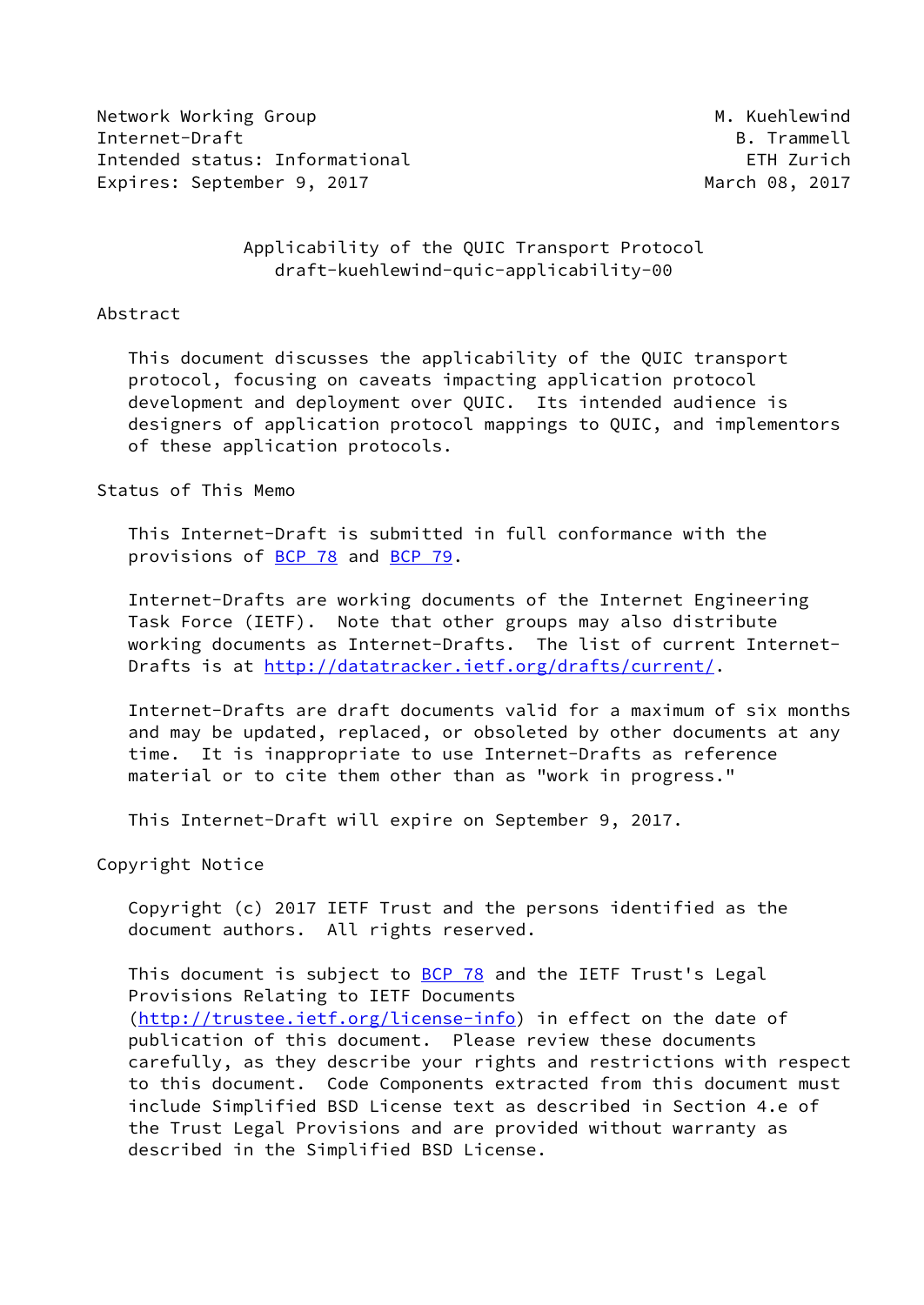Network Working Group M. Kuehlewind
Internet-Draft B. Trammell
Intended status: Informational ETH Zurich
Expires: September 9, 2017 March 08, 2017

# Applicability of the QUIC Transport Protocol
draft-kuehlewind-quic-applicability-00

## Abstract

This document discusses the applicability of the QUIC transport protocol, focusing on caveats impacting application protocol development and deployment over QUIC. Its intended audience is designers of application protocol mappings to QUIC, and implementors of these application protocols.

## Status of This Memo

This Internet-Draft is submitted in full conformance with the provisions of BCP 78 and BCP 79.

Internet-Drafts are working documents of the Internet Engineering Task Force (IETF). Note that other groups may also distribute working documents as Internet-Drafts. The list of current Internet-Drafts is at http://datatracker.ietf.org/drafts/current/.

Internet-Drafts are draft documents valid for a maximum of six months and may be updated, replaced, or obsoleted by other documents at any time. It is inappropriate to use Internet-Drafts as reference material or to cite them other than as "work in progress."

This Internet-Draft will expire on September 9, 2017.

## Copyright Notice

Copyright (c) 2017 IETF Trust and the persons identified as the document authors. All rights reserved.

This document is subject to BCP 78 and the IETF Trust's Legal Provisions Relating to IETF Documents (http://trustee.ietf.org/license-info) in effect on the date of publication of this document. Please review these documents carefully, as they describe your rights and restrictions with respect to this document. Code Components extracted from this document must include Simplified BSD License text as described in Section 4.e of the Trust Legal Provisions and are provided without warranty as described in the Simplified BSD License.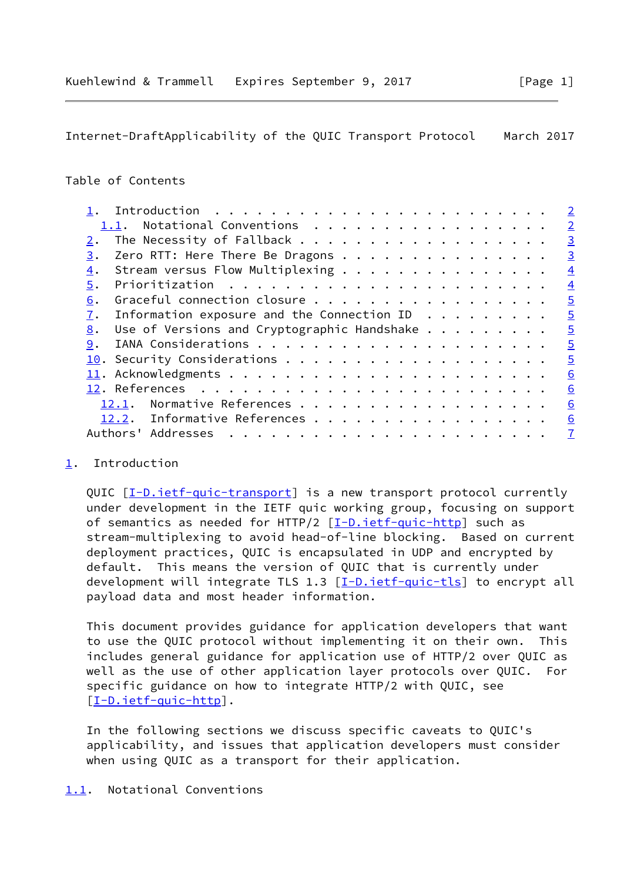Table of Contents

- 1. Introduction . . . . . . . . . . . . . . . . . . . . . . . . 2
  - 1.1. Notational Conventions . . . . . . . . . . . . . . . . . 2
- 2. The Necessity of Fallback . . . . . . . . . . . . . . . . . . 3
- 3. Zero RTT: Here There Be Dragons . . . . . . . . . . . . . . . 3
- 4. Stream versus Flow Multiplexing . . . . . . . . . . . . . . . 4
- 5. Prioritization . . . . . . . . . . . . . . . . . . . . . . . 4
- 6. Graceful connection closure . . . . . . . . . . . . . . . . . 5
- 7. Information exposure and the Connection ID . . . . . . . . . 5
- 8. Use of Versions and Cryptographic Handshake . . . . . . . . . 5
- 9. IANA Considerations . . . . . . . . . . . . . . . . . . . . . 5
- 10. Security Considerations . . . . . . . . . . . . . . . . . . . 5
- 11. Acknowledgments . . . . . . . . . . . . . . . . . . . . . . . 6
- 12. References . . . . . . . . . . . . . . . . . . . . . . . . . 6
  - 12.1. Normative References . . . . . . . . . . . . . . . . . . 6
  - 12.2. Informative References . . . . . . . . . . . . . . . . . 6
- Authors' Addresses . . . . . . . . . . . . . . . . . . . . . . . 7

## 1. Introduction

QUIC [I-D.ietf-quic-transport] is a new transport protocol currently under development in the IETF quic working group, focusing on support of semantics as needed for HTTP/2 [I-D.ietf-quic-http] such as stream-multiplexing to avoid head-of-line blocking. Based on current deployment practices, QUIC is encapsulated in UDP and encrypted by default. This means the version of QUIC that is currently under development will integrate TLS 1.3 [I-D.ietf-quic-tls] to encrypt all payload data and most header information.

This document provides guidance for application developers that want to use the QUIC protocol without implementing it on their own. This includes general guidance for application use of HTTP/2 over QUIC as well as the use of other application layer protocols over QUIC. For specific guidance on how to integrate HTTP/2 with QUIC, see [I-D.ietf-quic-http].

In the following sections we discuss specific caveats to QUIC's applicability, and issues that application developers must consider when using QUIC as a transport for their application.

### 1.1. Notational Conventions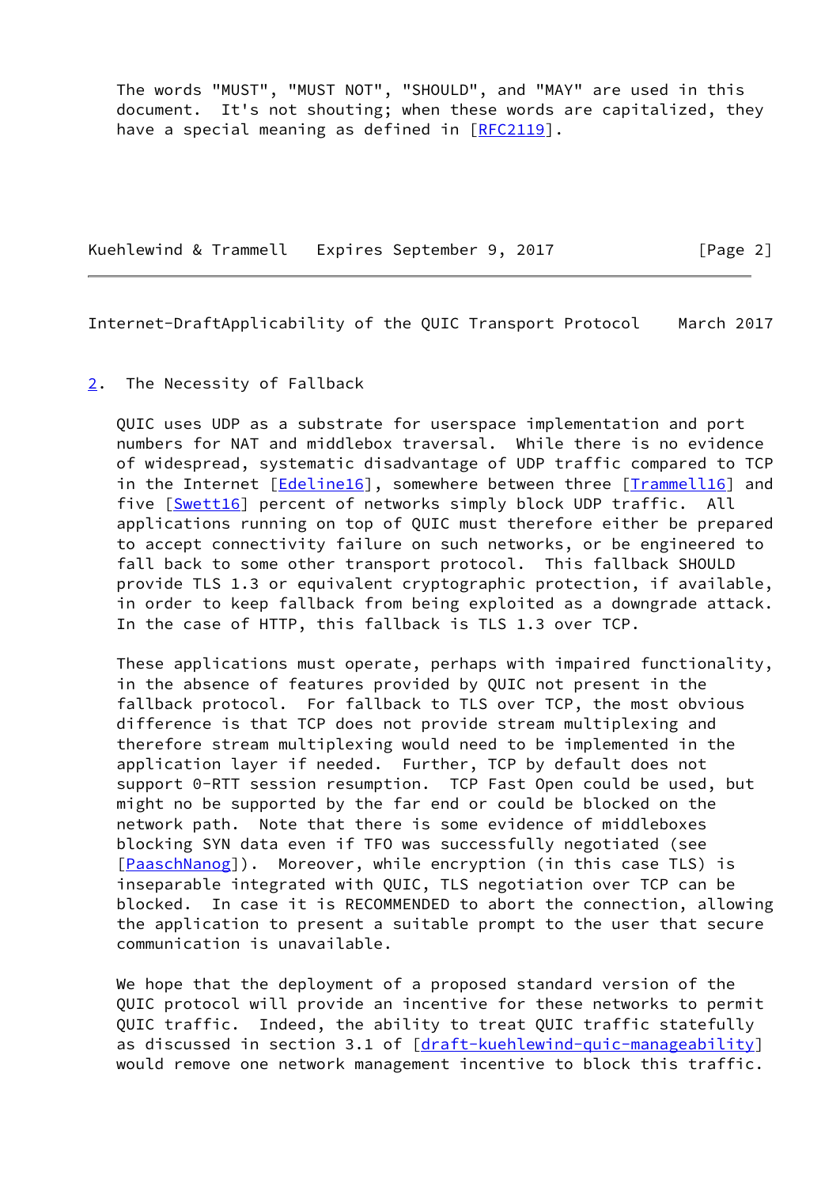The words "MUST", "MUST NOT", "SHOULD", and "MAY" are used in this document. It's not shouting; when these words are capitalized, they have a special meaning as defined in [RFC2119].

## 2. The Necessity of Fallback

QUIC uses UDP as a substrate for userspace implementation and port numbers for NAT and middlebox traversal. While there is no evidence of widespread, systematic disadvantage of UDP traffic compared to TCP in the Internet [Edeline16], somewhere between three [Trammell16] and five [Swett16] percent of networks simply block UDP traffic. All applications running on top of QUIC must therefore either be prepared to accept connectivity failure on such networks, or be engineered to fall back to some other transport protocol. This fallback SHOULD provide TLS 1.3 or equivalent cryptographic protection, if available, in order to keep fallback from being exploited as a downgrade attack. In the case of HTTP, this fallback is TLS 1.3 over TCP.

These applications must operate, perhaps with impaired functionality, in the absence of features provided by QUIC not present in the fallback protocol. For fallback to TLS over TCP, the most obvious difference is that TCP does not provide stream multiplexing and therefore stream multiplexing would need to be implemented in the application layer if needed. Further, TCP by default does not support 0-RTT session resumption. TCP Fast Open could be used, but might no be supported by the far end or could be blocked on the network path. Note that there is some evidence of middleboxes blocking SYN data even if TFO was successfully negotiated (see [PaaschNanog]). Moreover, while encryption (in this case TLS) is inseparable integrated with QUIC, TLS negotiation over TCP can be blocked. In case it is RECOMMENDED to abort the connection, allowing the application to present a suitable prompt to the user that secure communication is unavailable.

We hope that the deployment of a proposed standard version of the QUIC protocol will provide an incentive for these networks to permit QUIC traffic. Indeed, the ability to treat QUIC traffic statefully as discussed in section 3.1 of [draft-kuehlewind-quic-manageability] would remove one network management incentive to block this traffic.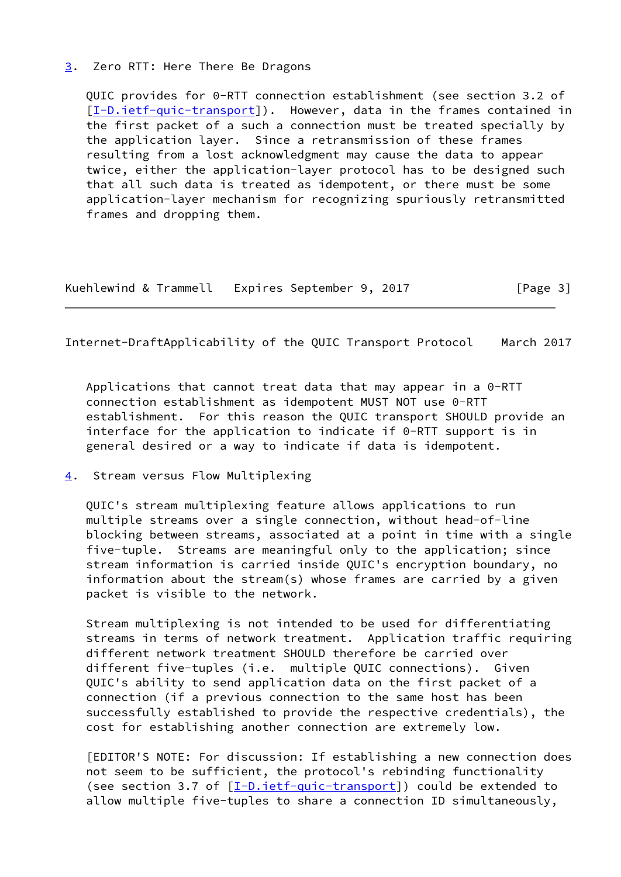## 3. Zero RTT: Here There Be Dragons

QUIC provides for 0-RTT connection establishment (see section 3.2 of [I-D.ietf-quic-transport]). However, data in the frames contained in the first packet of a such a connection must be treated specially by the application layer. Since a retransmission of these frames resulting from a lost acknowledgment may cause the data to appear twice, either the application-layer protocol has to be designed such that all such data is treated as idempotent, or there must be some application-layer mechanism for recognizing spuriously retransmitted frames and dropping them.

Applications that cannot treat data that may appear in a 0-RTT connection establishment as idempotent MUST NOT use 0-RTT establishment. For this reason the QUIC transport SHOULD provide an interface for the application to indicate if 0-RTT support is in general desired or a way to indicate if data is idempotent.

## 4. Stream versus Flow Multiplexing

QUIC's stream multiplexing feature allows applications to run multiple streams over a single connection, without head-of-line blocking between streams, associated at a point in time with a single five-tuple. Streams are meaningful only to the application; since stream information is carried inside QUIC's encryption boundary, no information about the stream(s) whose frames are carried by a given packet is visible to the network.

Stream multiplexing is not intended to be used for differentiating streams in terms of network treatment. Application traffic requiring different network treatment SHOULD therefore be carried over different five-tuples (i.e. multiple QUIC connections). Given QUIC's ability to send application data on the first packet of a connection (if a previous connection to the same host has been successfully established to provide the respective credentials), the cost for establishing another connection are extremely low.

[EDITOR'S NOTE: For discussion: If establishing a new connection does not seem to be sufficient, the protocol's rebinding functionality (see section 3.7 of [I-D.ietf-quic-transport]) could be extended to allow multiple five-tuples to share a connection ID simultaneously,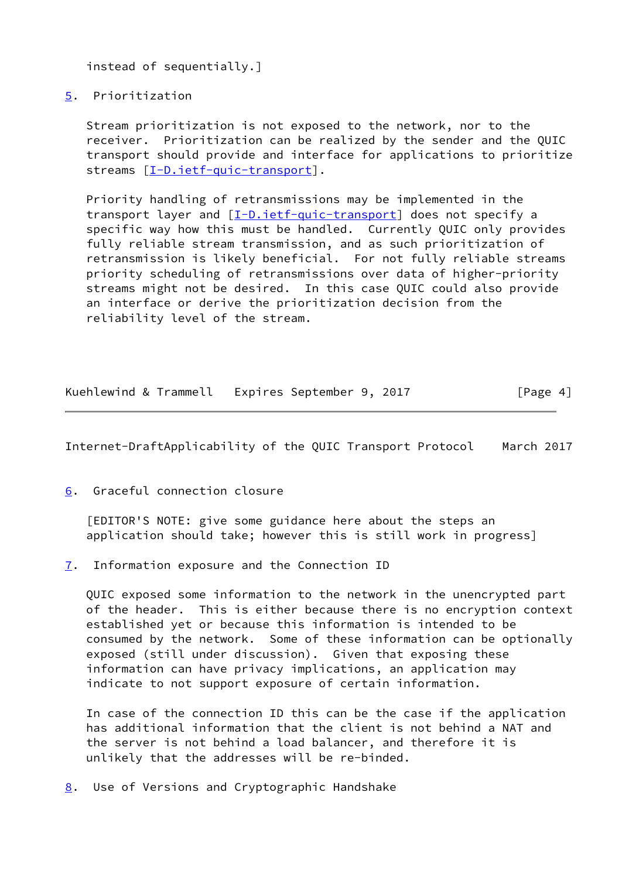instead of sequentially.]

## 5. Prioritization

Stream prioritization is not exposed to the network, nor to the receiver. Prioritization can be realized by the sender and the QUIC transport should provide and interface for applications to prioritize streams [I-D.ietf-quic-transport].

Priority handling of retransmissions may be implemented in the transport layer and [I-D.ietf-quic-transport] does not specify a specific way how this must be handled. Currently QUIC only provides fully reliable stream transmission, and as such prioritization of retransmission is likely beneficial. For not fully reliable streams priority scheduling of retransmissions over data of higher-priority streams might not be desired. In this case QUIC could also provide an interface or derive the prioritization decision from the reliability level of the stream.

## 6. Graceful connection closure

[EDITOR'S NOTE: give some guidance here about the steps an application should take; however this is still work in progress]

## 7. Information exposure and the Connection ID

QUIC exposed some information to the network in the unencrypted part of the header. This is either because there is no encryption context established yet or because this information is intended to be consumed by the network. Some of these information can be optionally exposed (still under discussion). Given that exposing these information can have privacy implications, an application may indicate to not support exposure of certain information.

In case of the connection ID this can be the case if the application has additional information that the client is not behind a NAT and the server is not behind a load balancer, and therefore it is unlikely that the addresses will be re-binded.

## 8. Use of Versions and Cryptographic Handshake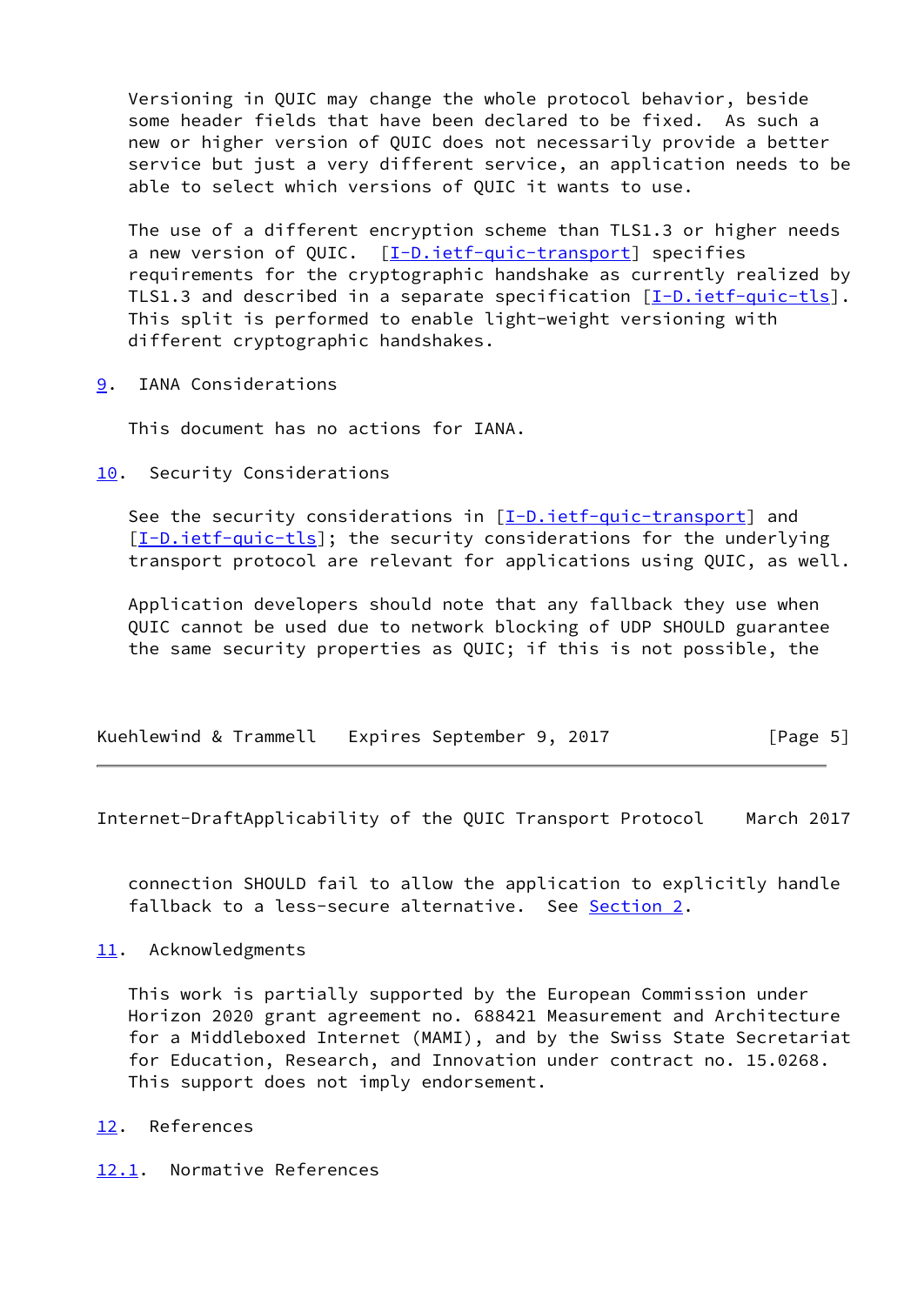Versioning in QUIC may change the whole protocol behavior, beside some header fields that have been declared to be fixed. As such a new or higher version of QUIC does not necessarily provide a better service but just a very different service, an application needs to be able to select which versions of QUIC it wants to use.

The use of a different encryption scheme than TLS1.3 or higher needs a new version of QUIC. [I-D.ietf-quic-transport] specifies requirements for the cryptographic handshake as currently realized by TLS1.3 and described in a separate specification [I-D.ietf-quic-tls]. This split is performed to enable light-weight versioning with different cryptographic handshakes.

## 9. IANA Considerations

This document has no actions for IANA.

## 10. Security Considerations

See the security considerations in [I-D.ietf-quic-transport] and [I-D.ietf-quic-tls]; the security considerations for the underlying transport protocol are relevant for applications using QUIC, as well.

Application developers should note that any fallback they use when QUIC cannot be used due to network blocking of UDP SHOULD guarantee the same security properties as QUIC; if this is not possible, the connection SHOULD fail to allow the application to explicitly handle fallback to a less-secure alternative. See Section 2.

## 11. Acknowledgments

This work is partially supported by the European Commission under Horizon 2020 grant agreement no. 688421 Measurement and Architecture for a Middleboxed Internet (MAMI), and by the Swiss State Secretariat for Education, Research, and Innovation under contract no. 15.0268. This support does not imply endorsement.

## 12. References

### 12.1. Normative References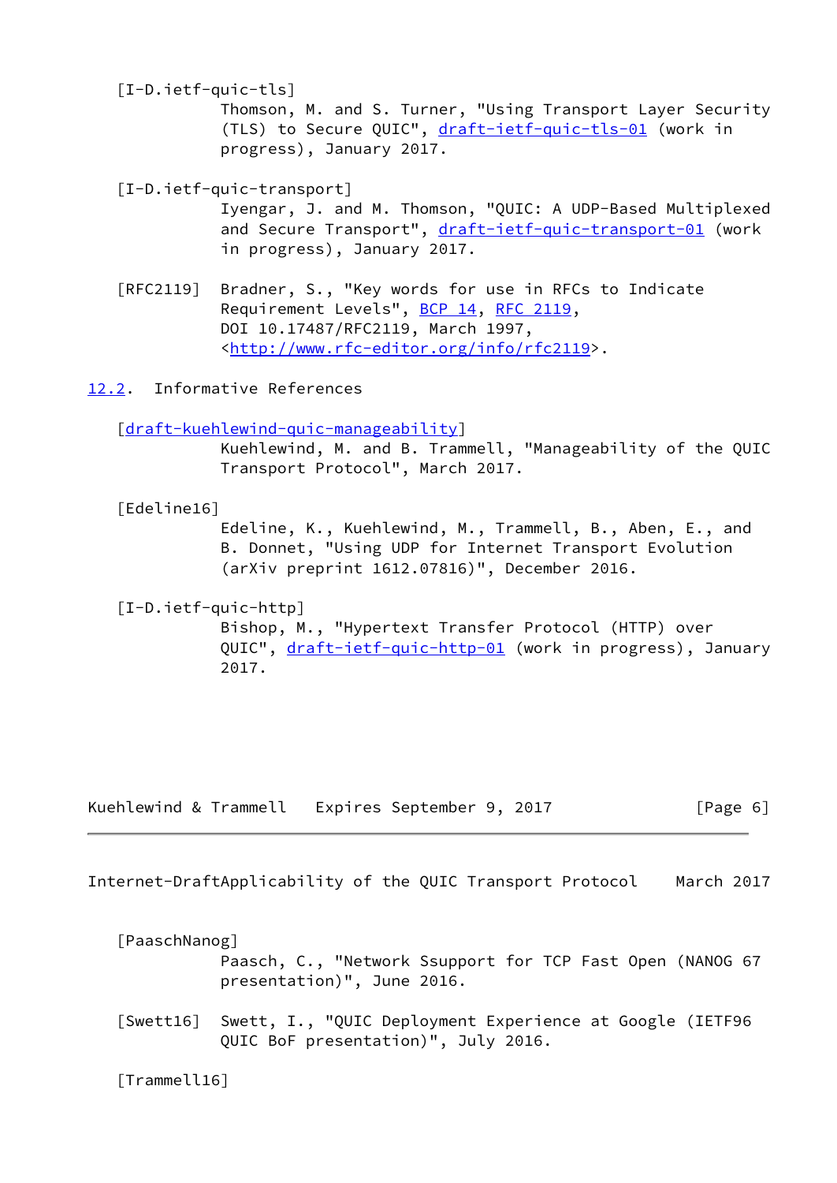[I-D.ietf-quic-tls]
Thomson, M. and S. Turner, "Using Transport Layer Security (TLS) to Secure QUIC", draft-ietf-quic-tls-01 (work in progress), January 2017.

[I-D.ietf-quic-transport]
Iyengar, J. and M. Thomson, "QUIC: A UDP-Based Multiplexed and Secure Transport", draft-ietf-quic-transport-01 (work in progress), January 2017.

[RFC2119] Bradner, S., "Key words for use in RFCs to Indicate Requirement Levels", BCP 14, RFC 2119, DOI 10.17487/RFC2119, March 1997, <http://www.rfc-editor.org/info/rfc2119>.

## 12.2. Informative References

[draft-kuehlewind-quic-manageability]
Kuehlewind, M. and B. Trammell, "Manageability of the QUIC Transport Protocol", March 2017.

[Edeline16]
Edeline, K., Kuehlewind, M., Trammell, B., Aben, E., and B. Donnet, "Using UDP for Internet Transport Evolution (arXiv preprint 1612.07816)", December 2016.

[I-D.ietf-quic-http]
Bishop, M., "Hypertext Transfer Protocol (HTTP) over QUIC", draft-ietf-quic-http-01 (work in progress), January 2017.

[PaaschNanog]
Paasch, C., "Network Ssupport for TCP Fast Open (NANOG 67 presentation)", June 2016.

[Swett16] Swett, I., "QUIC Deployment Experience at Google (IETF96 QUIC BoF presentation)", July 2016.

[Trammell16]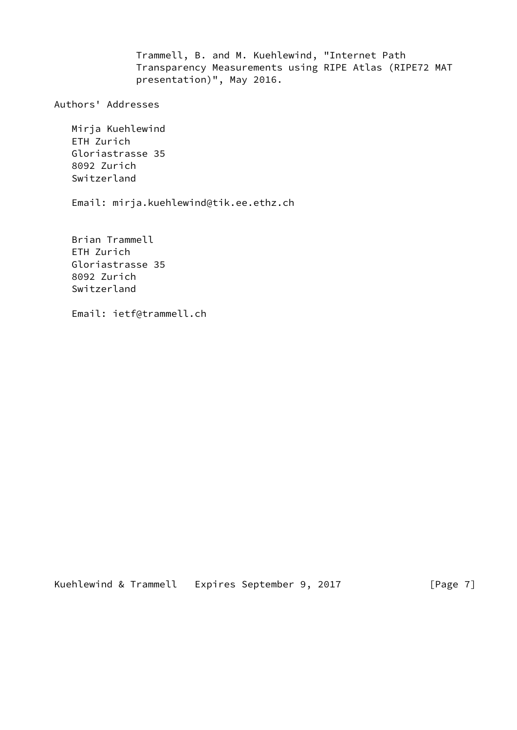Trammell, B. and M. Kuehlewind, "Internet Path Transparency Measurements using RIPE Atlas (RIPE72 MAT presentation)", May 2016.

## Authors' Addresses

Mirja Kuehlewind
ETH Zurich
Gloriastrasse 35
8092 Zurich
Switzerland

Email: mirja.kuehlewind@tik.ee.ethz.ch

Brian Trammell
ETH Zurich
Gloriastrasse 35
8092 Zurich
Switzerland

Email: ietf@trammell.ch